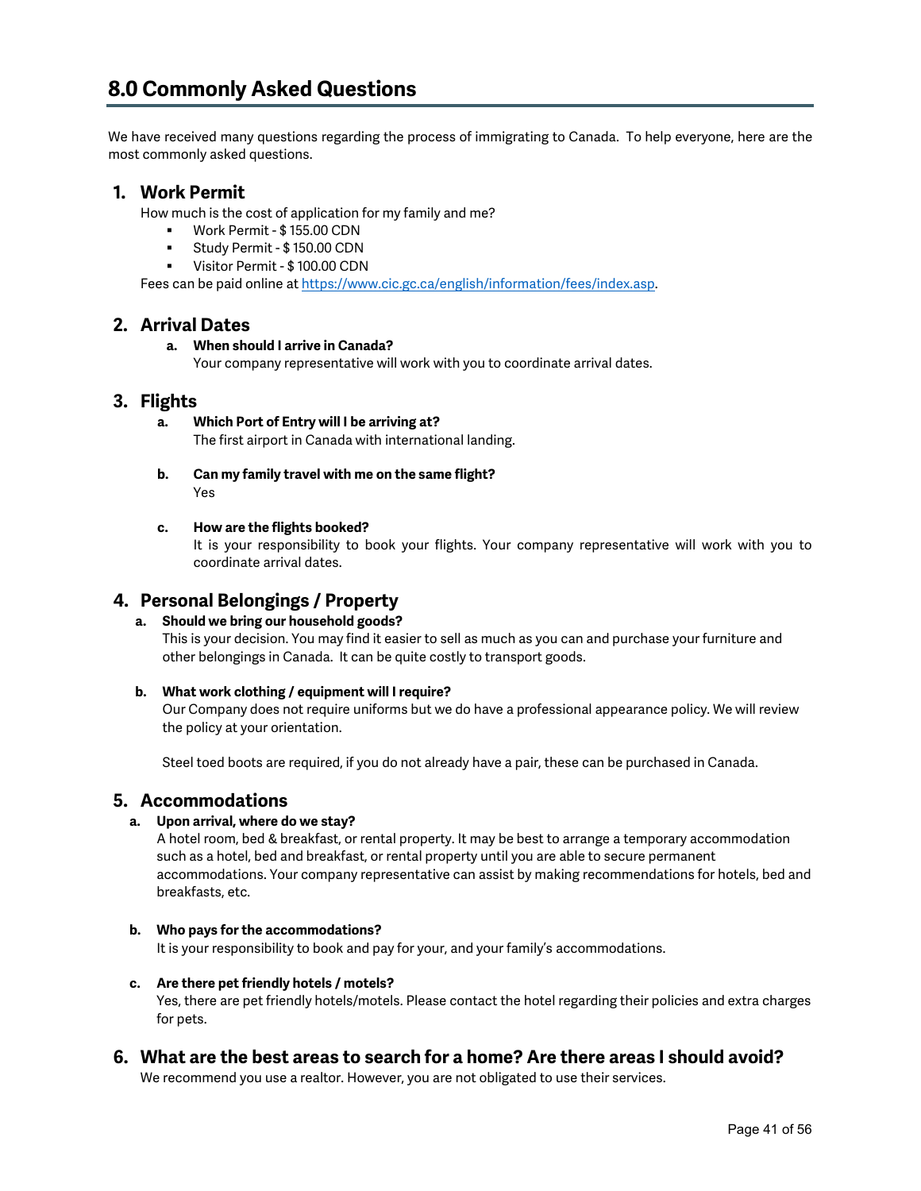# 8.0 Commonly Asked Questions

We have received many questions regarding the process of immigrating to Canada. To help everyone, here are the most commonly asked questions.

## 1. Work Permit

How much is the cost of application for my family and me?

- Work Permit - $ 155.00 CDN
- Study Permit - $ 150.00 CDN
- Visitor Permit - $ 100.00 CDN

Fees can be paid online at [https://www.cic.gc.ca/english/information/fees/index.asp](https://www.cic.gc.ca/english/information/fees/index.asp).

## 2. Arrival Dates

**a. When should I arrive in Canada?**

Your company representative will work with you to coordinate arrival dates.

## 3. Flights

**a. Which Port of Entry will I be arriving at?**

The first airport in Canada with international landing.

**b. Can my family travel with me on the same flight?**

Yes

**c. How are the flights booked?**

It is your responsibility to book your flights. Your company representative will work with you to coordinate arrival dates.

## 4. Personal Belongings / Property

**a. Should we bring our household goods?**

This is your decision. You may find it easier to sell as much as you can and purchase your furniture and other belongings in Canada. It can be quite costly to transport goods.

**b. What work clothing / equipment will I require?**

Our Company does not require uniforms but we do have a professional appearance policy. We will review the policy at your orientation.

Steel toed boots are required, if you do not already have a pair, these can be purchased in Canada.

## 5. Accommodations

**a. Upon arrival, where do we stay?**

A hotel room, bed & breakfast, or rental property. It may be best to arrange a temporary accommodation such as a hotel, bed and breakfast, or rental property until you are able to secure permanent accommodations. Your company representative can assist by making recommendations for hotels, bed and breakfasts, etc.

**b. Who pays for the accommodations?**

It is your responsibility to book and pay for your, and your family's accommodations.

**c. Are there pet friendly hotels / motels?**

Yes, there are pet friendly hotels/motels. Please contact the hotel regarding their policies and extra charges for pets.

## 6. What are the best areas to search for a home? Are there areas I should avoid?

We recommend you use a realtor. However, you are not obligated to use their services.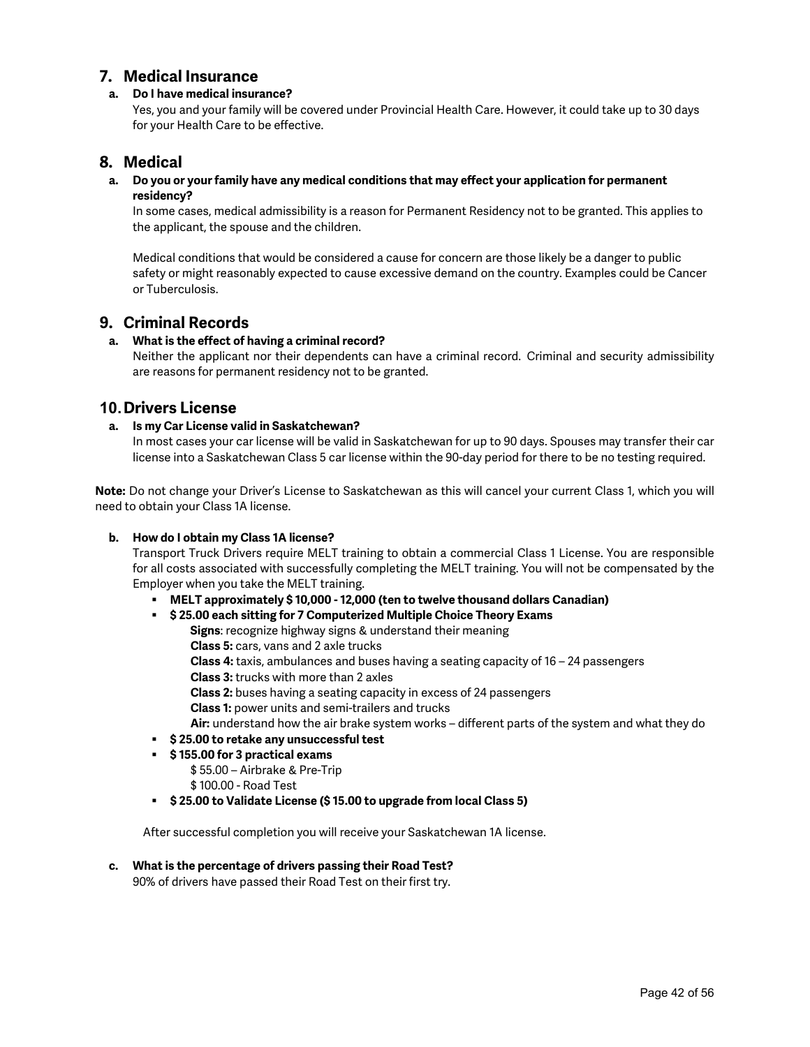## 7. Medical Insurance

**a. Do I have medical insurance?**

Yes, you and your family will be covered under Provincial Health Care. However, it could take up to 30 days for your Health Care to be effective.

## 8. Medical

**a. Do you or your family have any medical conditions that may effect your application for permanent residency?**

In some cases, medical admissibility is a reason for Permanent Residency not to be granted. This applies to the applicant, the spouse and the children.

Medical conditions that would be considered a cause for concern are those likely be a danger to public safety or might reasonably expected to cause excessive demand on the country. Examples could be Cancer or Tuberculosis.

## 9. Criminal Records

**a. What is the effect of having a criminal record?**

Neither the applicant nor their dependents can have a criminal record. Criminal and security admissibility are reasons for permanent residency not to be granted.

## 10. Drivers License

**a. Is my Car License valid in Saskatchewan?**

In most cases your car license will be valid in Saskatchewan for up to 90 days. Spouses may transfer their car license into a Saskatchewan Class 5 car license within the 90-day period for there to be no testing required.

**Note:** Do not change your Driver's License to Saskatchewan as this will cancel your current Class 1, which you will need to obtain your Class 1A license.

**b. How do I obtain my Class 1A license?**

Transport Truck Drivers require MELT training to obtain a commercial Class 1 License. You are responsible for all costs associated with successfully completing the MELT training. You will not be compensated by the Employer when you take the MELT training.

- **MELT approximately $ 10,000 - 12,000 (ten to twelve thousand dollars Canadian)**
- **$ 25.00 each sitting for 7 Computerized Multiple Choice Theory Exams**
  - **Signs**: recognize highway signs & understand their meaning
  - **Class 5:** cars, vans and 2 axle trucks
  - **Class 4:** taxis, ambulances and buses having a seating capacity of 16 – 24 passengers
  - **Class 3:** trucks with more than 2 axles
  - **Class 2:** buses having a seating capacity in excess of 24 passengers
  - **Class 1:** power units and semi-trailers and trucks
  - **Air:** understand how the air brake system works – different parts of the system and what they do
- **$ 25.00 to retake any unsuccessful test**
- **$ 155.00 for 3 practical exams**
  - $ 55.00 – Airbrake & Pre-Trip
  - $ 100.00 - Road Test
- **$ 25.00 to Validate License ($ 15.00 to upgrade from local Class 5)**

After successful completion you will receive your Saskatchewan 1A license.

**c. What is the percentage of drivers passing their Road Test?**

90% of drivers have passed their Road Test on their first try.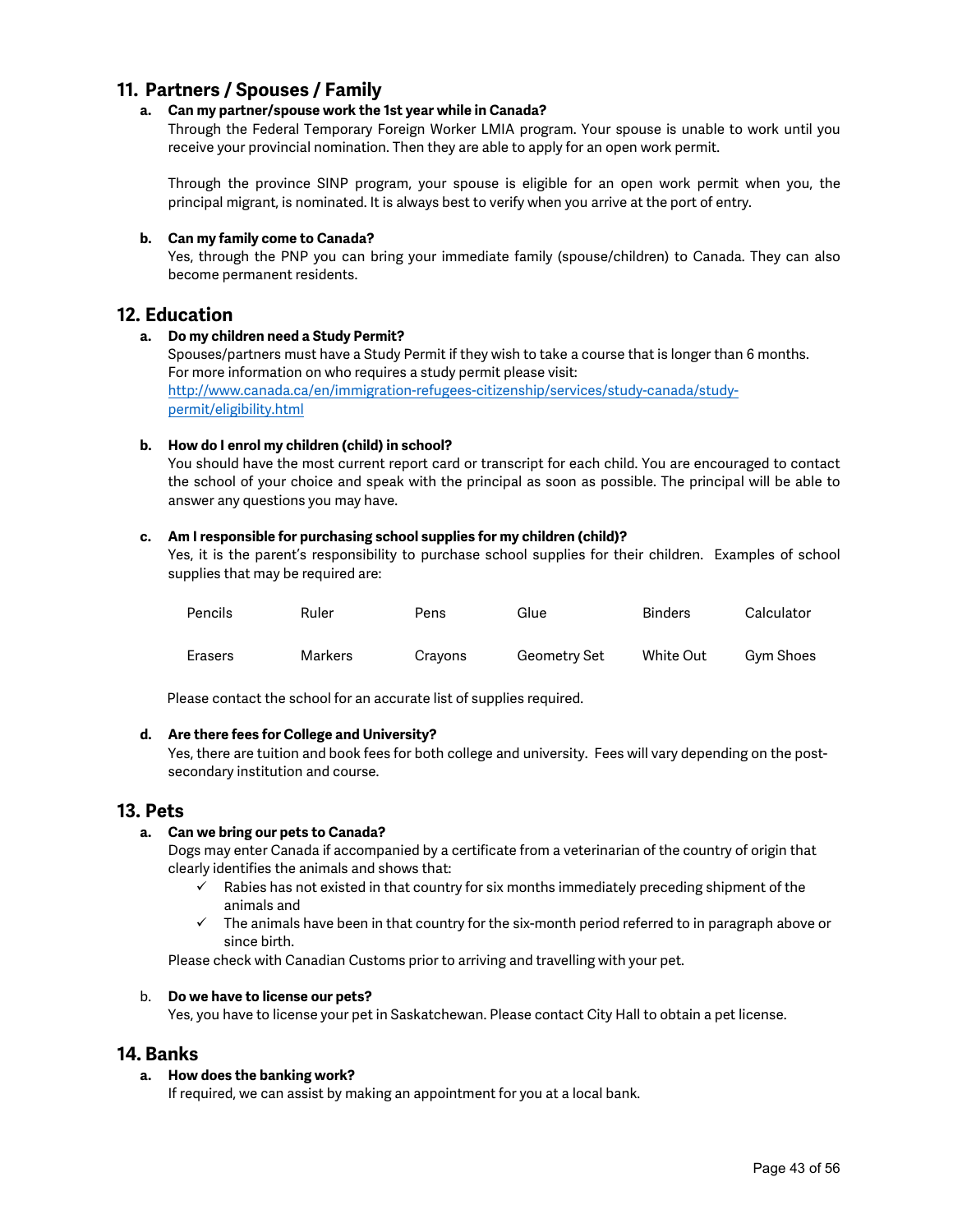## 11. Partners / Spouses / Family

**a. Can my partner/spouse work the 1st year while in Canada?**

Through the Federal Temporary Foreign Worker LMIA program. Your spouse is unable to work until you receive your provincial nomination. Then they are able to apply for an open work permit.

Through the province SINP program, your spouse is eligible for an open work permit when you, the principal migrant, is nominated. It is always best to verify when you arrive at the port of entry.

**b. Can my family come to Canada?**

Yes, through the PNP you can bring your immediate family (spouse/children) to Canada. They can also become permanent residents.

## 12. Education

**a. Do my children need a Study Permit?**

Spouses/partners must have a Study Permit if they wish to take a course that is longer than 6 months. For more information on who requires a study permit please visit:
[http://www.canada.ca/en/immigration-refugees-citizenship/services/study-canada/study-permit/eligibility.html](http://www.canada.ca/en/immigration-refugees-citizenship/services/study-canada/study-permit/eligibility.html)

**b. How do I enrol my children (child) in school?**

You should have the most current report card or transcript for each child. You are encouraged to contact the school of your choice and speak with the principal as soon as possible. The principal will be able to answer any questions you may have.

**c. Am I responsible for purchasing school supplies for my children (child)?**

Yes, it is the parent's responsibility to purchase school supplies for their children. Examples of school supplies that may be required are:

| | | | | | |
|---|---|---|---|---|---|
| Pencils | Ruler | Pens | Glue | Binders | Calculator |
| Erasers | Markers | Crayons | Geometry Set | White Out | Gym Shoes |

Please contact the school for an accurate list of supplies required.

**d. Are there fees for College and University?**

Yes, there are tuition and book fees for both college and university. Fees will vary depending on the post-secondary institution and course.

## 13. Pets

**a. Can we bring our pets to Canada?**

Dogs may enter Canada if accompanied by a certificate from a veterinarian of the country of origin that clearly identifies the animals and shows that:

- ✓ Rabies has not existed in that country for six months immediately preceding shipment of the animals and
- ✓ The animals have been in that country for the six-month period referred to in paragraph above or since birth.

Please check with Canadian Customs prior to arriving and travelling with your pet.

b. **Do we have to license our pets?**

Yes, you have to license your pet in Saskatchewan. Please contact City Hall to obtain a pet license.

## 14. Banks

**a. How does the banking work?**

If required, we can assist by making an appointment for you at a local bank.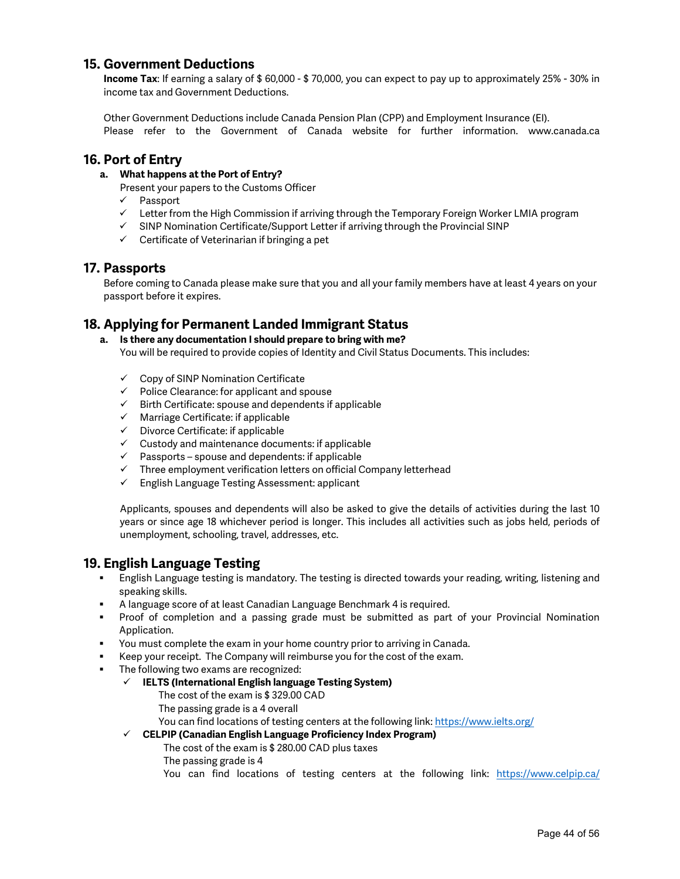## 15. Government Deductions

**Income Tax**: If earning a salary of $ 60,000 - $ 70,000, you can expect to pay up to approximately 25% - 30% in income tax and Government Deductions.

Other Government Deductions include Canada Pension Plan (CPP) and Employment Insurance (EI). Please refer to the Government of Canada website for further information. www.canada.ca

## 16. Port of Entry

**a. What happens at the Port of Entry?**

Present your papers to the Customs Officer

- ✓ Passport
- ✓ Letter from the High Commission if arriving through the Temporary Foreign Worker LMIA program
- ✓ SINP Nomination Certificate/Support Letter if arriving through the Provincial SINP
- ✓ Certificate of Veterinarian if bringing a pet

## 17. Passports

Before coming to Canada please make sure that you and all your family members have at least 4 years on your passport before it expires.

## 18. Applying for Permanent Landed Immigrant Status

**a. Is there any documentation I should prepare to bring with me?**

You will be required to provide copies of Identity and Civil Status Documents. This includes:

- ✓ Copy of SINP Nomination Certificate
- ✓ Police Clearance: for applicant and spouse
- ✓ Birth Certificate: spouse and dependents if applicable
- ✓ Marriage Certificate: if applicable
- ✓ Divorce Certificate: if applicable
- ✓ Custody and maintenance documents: if applicable
- ✓ Passports – spouse and dependents: if applicable
- ✓ Three employment verification letters on official Company letterhead
- ✓ English Language Testing Assessment: applicant

Applicants, spouses and dependents will also be asked to give the details of activities during the last 10 years or since age 18 whichever period is longer. This includes all activities such as jobs held, periods of unemployment, schooling, travel, addresses, etc.

## 19. English Language Testing

- English Language testing is mandatory. The testing is directed towards your reading, writing, listening and speaking skills.
- A language score of at least Canadian Language Benchmark 4 is required.
- Proof of completion and a passing grade must be submitted as part of your Provincial Nomination Application.
- You must complete the exam in your home country prior to arriving in Canada.
- Keep your receipt. The Company will reimburse you for the cost of the exam.
- The following two exams are recognized:
  - ✓ **IELTS (International English language Testing System)**
    The cost of the exam is $ 329.00 CAD
    The passing grade is a 4 overall
    You can find locations of testing centers at the following link: https://www.ielts.org/
  - ✓ **CELPIP (Canadian English Language Proficiency Index Program)**
    The cost of the exam is $ 280.00 CAD plus taxes
    The passing grade is 4
    You can find locations of testing centers at the following link: https://www.celpip.ca/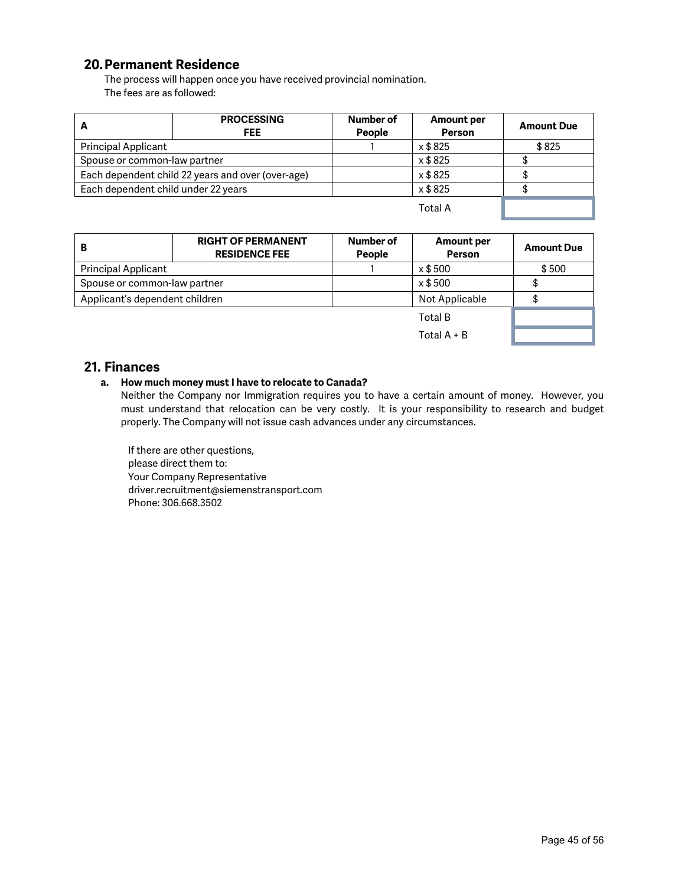## 20. Permanent Residence

The process will happen once you have received provincial nomination.
The fees are as followed:

| A | PROCESSING FEE | Number of People | Amount per Person | Amount Due |
|---|---|---|---|---|
| Principal Applicant | | 1 | x $ 825 | $ 825 |
| Spouse or common-law partner | | | x $ 825 | $ |
| Each dependent child 22 years and over (over-age) | | | x $ 825 | $ |
| Each dependent child under 22 years | | | x $ 825 | $ |
| | | | Total A | |

| B | RIGHT OF PERMANENT RESIDENCE FEE | Number of People | Amount per Person | Amount Due |
|---|---|---|---|---|
| Principal Applicant | | 1 | x $ 500 | $ 500 |
| Spouse or common-law partner | | | x $ 500 | $ |
| Applicant's dependent children | | | Not Applicable | $ |
| | | | Total B | |
| | | | Total A + B | |

## 21. Finances

**a. How much money must I have to relocate to Canada?**

Neither the Company nor Immigration requires you to have a certain amount of money. However, you must understand that relocation can be very costly. It is your responsibility to research and budget properly. The Company will not issue cash advances under any circumstances.

If there are other questions,
please direct them to:
Your Company Representative
driver.recruitment@siemenstransport.com
Phone: 306.668.3502